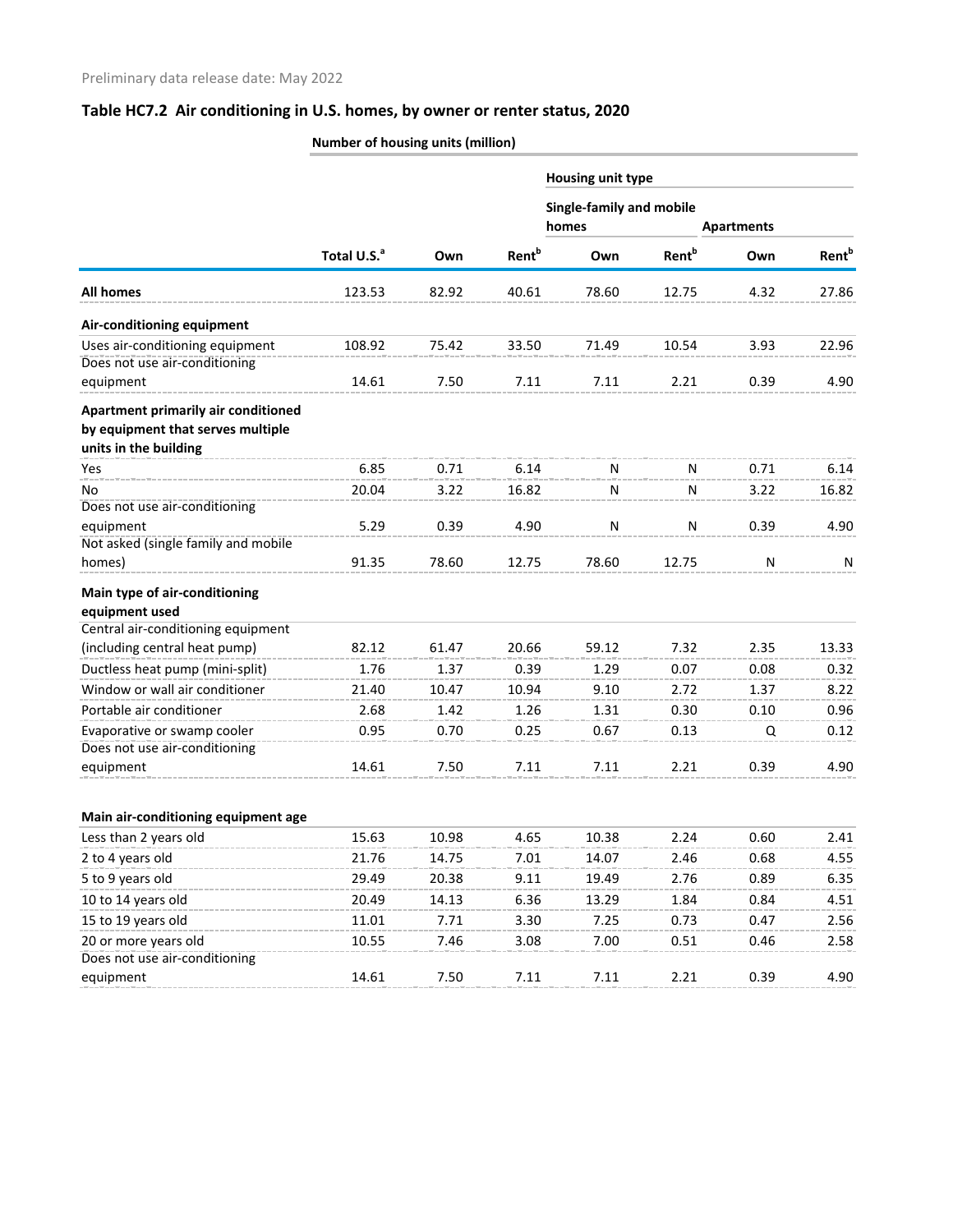Preliminary data release date: May 2022

## Table HC7.2 Air conditioning in U.S. homes, by owner or renter status, 2020

| | Number of housing units (million) | | | | | | |
|---|---|---|---|---|---|---|---|
| | | | | Housing unit type | | | |
| | | | | Single-family and mobile homes | | Apartments | |
| | Total U.S.[a] | Own | Rent[b] | Own | Rent[b] | Own | Rent[b] |
| **All homes** | 123.53 | 82.92 | 40.61 | 78.60 | 12.75 | 4.32 | 27.86 |
| **Air-conditioning equipment** | | | | | | | |
| Uses air-conditioning equipment | 108.92 | 75.42 | 33.50 | 71.49 | 10.54 | 3.93 | 22.96 |
| Does not use air-conditioning equipment | 14.61 | 7.50 | 7.11 | 7.11 | 2.21 | 0.39 | 4.90 |
| **Apartment primarily air conditioned by equipment that serves multiple units in the building** | | | | | | | |
| Yes | 6.85 | 0.71 | 6.14 | N | N | 0.71 | 6.14 |
| No | 20.04 | 3.22 | 16.82 | N | N | 3.22 | 16.82 |
| Does not use air-conditioning equipment | 5.29 | 0.39 | 4.90 | N | N | 0.39 | 4.90 |
| Not asked (single family and mobile homes) | 91.35 | 78.60 | 12.75 | 78.60 | 12.75 | N | N |
| **Main type of air-conditioning equipment used** | | | | | | | |
| Central air-conditioning equipment (including central heat pump) | 82.12 | 61.47 | 20.66 | 59.12 | 7.32 | 2.35 | 13.33 |
| Ductless heat pump (mini-split) | 1.76 | 1.37 | 0.39 | 1.29 | 0.07 | 0.08 | 0.32 |
| Window or wall air conditioner | 21.40 | 10.47 | 10.94 | 9.10 | 2.72 | 1.37 | 8.22 |
| Portable air conditioner | 2.68 | 1.42 | 1.26 | 1.31 | 0.30 | 0.10 | 0.96 |
| Evaporative or swamp cooler | 0.95 | 0.70 | 0.25 | 0.67 | 0.13 | Q | 0.12 |
| Does not use air-conditioning equipment | 14.61 | 7.50 | 7.11 | 7.11 | 2.21 | 0.39 | 4.90 |
| **Main air-conditioning equipment age** | | | | | | | |
| Less than 2 years old | 15.63 | 10.98 | 4.65 | 10.38 | 2.24 | 0.60 | 2.41 |
| 2 to 4 years old | 21.76 | 14.75 | 7.01 | 14.07 | 2.46 | 0.68 | 4.55 |
| 5 to 9 years old | 29.49 | 20.38 | 9.11 | 19.49 | 2.76 | 0.89 | 6.35 |
| 10 to 14 years old | 20.49 | 14.13 | 6.36 | 13.29 | 1.84 | 0.84 | 4.51 |
| 15 to 19 years old | 11.01 | 7.71 | 3.30 | 7.25 | 0.73 | 0.47 | 2.56 |
| 20 or more years old | 10.55 | 7.46 | 3.08 | 7.00 | 0.51 | 0.46 | 2.58 |
| Does not use air-conditioning equipment | 14.61 | 7.50 | 7.11 | 7.11 | 2.21 | 0.39 | 4.90 |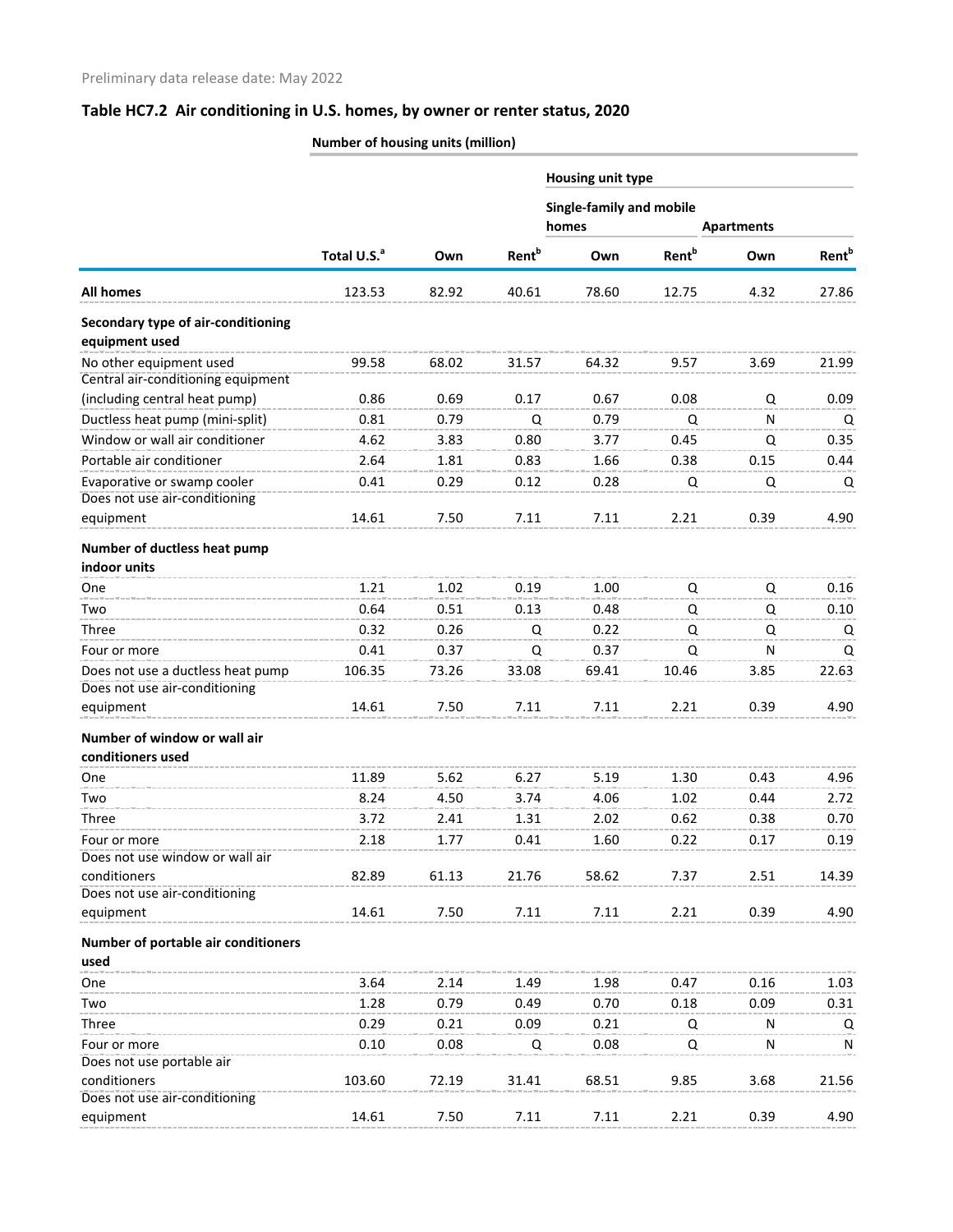Preliminary data release date: May 2022

## Table HC7.2 Air conditioning in U.S. homes, by owner or renter status, 2020

| | Number of housing units (million) | | | | | | |
|---|---|---|---|---|---|---|---|
| | | | | Housing unit type | | | |
| | | | | Single-family and mobile homes | | Apartments | |
| | Total U.S.[a] | Own | Rent[b] | Own | Rent[b] | Own | Rent[b] |
| **All homes** | 123.53 | 82.92 | 40.61 | 78.60 | 12.75 | 4.32 | 27.86 |
| **Secondary type of air-conditioning equipment used** | | | | | | | |
| No other equipment used | 99.58 | 68.02 | 31.57 | 64.32 | 9.57 | 3.69 | 21.99 |
| Central air-conditioning equipment (including central heat pump) | 0.86 | 0.69 | 0.17 | 0.67 | 0.08 | Q | 0.09 |
| Ductless heat pump (mini-split) | 0.81 | 0.79 | Q | 0.79 | Q | N | Q |
| Window or wall air conditioner | 4.62 | 3.83 | 0.80 | 3.77 | 0.45 | Q | 0.35 |
| Portable air conditioner | 2.64 | 1.81 | 0.83 | 1.66 | 0.38 | 0.15 | 0.44 |
| Evaporative or swamp cooler | 0.41 | 0.29 | 0.12 | 0.28 | Q | Q | Q |
| Does not use air-conditioning equipment | 14.61 | 7.50 | 7.11 | 7.11 | 2.21 | 0.39 | 4.90 |
| **Number of ductless heat pump indoor units** | | | | | | | |
| One | 1.21 | 1.02 | 0.19 | 1.00 | Q | Q | 0.16 |
| Two | 0.64 | 0.51 | 0.13 | 0.48 | Q | Q | 0.10 |
| Three | 0.32 | 0.26 | Q | 0.22 | Q | Q | Q |
| Four or more | 0.41 | 0.37 | Q | 0.37 | Q | N | Q |
| Does not use a ductless heat pump | 106.35 | 73.26 | 33.08 | 69.41 | 10.46 | 3.85 | 22.63 |
| Does not use air-conditioning equipment | 14.61 | 7.50 | 7.11 | 7.11 | 2.21 | 0.39 | 4.90 |
| **Number of window or wall air conditioners used** | | | | | | | |
| One | 11.89 | 5.62 | 6.27 | 5.19 | 1.30 | 0.43 | 4.96 |
| Two | 8.24 | 4.50 | 3.74 | 4.06 | 1.02 | 0.44 | 2.72 |
| Three | 3.72 | 2.41 | 1.31 | 2.02 | 0.62 | 0.38 | 0.70 |
| Four or more | 2.18 | 1.77 | 0.41 | 1.60 | 0.22 | 0.17 | 0.19 |
| Does not use window or wall air conditioners | 82.89 | 61.13 | 21.76 | 58.62 | 7.37 | 2.51 | 14.39 |
| Does not use air-conditioning equipment | 14.61 | 7.50 | 7.11 | 7.11 | 2.21 | 0.39 | 4.90 |
| **Number of portable air conditioners used** | | | | | | | |
| One | 3.64 | 2.14 | 1.49 | 1.98 | 0.47 | 0.16 | 1.03 |
| Two | 1.28 | 0.79 | 0.49 | 0.70 | 0.18 | 0.09 | 0.31 |
| Three | 0.29 | 0.21 | 0.09 | 0.21 | Q | N | Q |
| Four or more | 0.10 | 0.08 | Q | 0.08 | Q | N | N |
| Does not use portable air conditioners | 103.60 | 72.19 | 31.41 | 68.51 | 9.85 | 3.68 | 21.56 |
| Does not use air-conditioning equipment | 14.61 | 7.50 | 7.11 | 7.11 | 2.21 | 0.39 | 4.90 |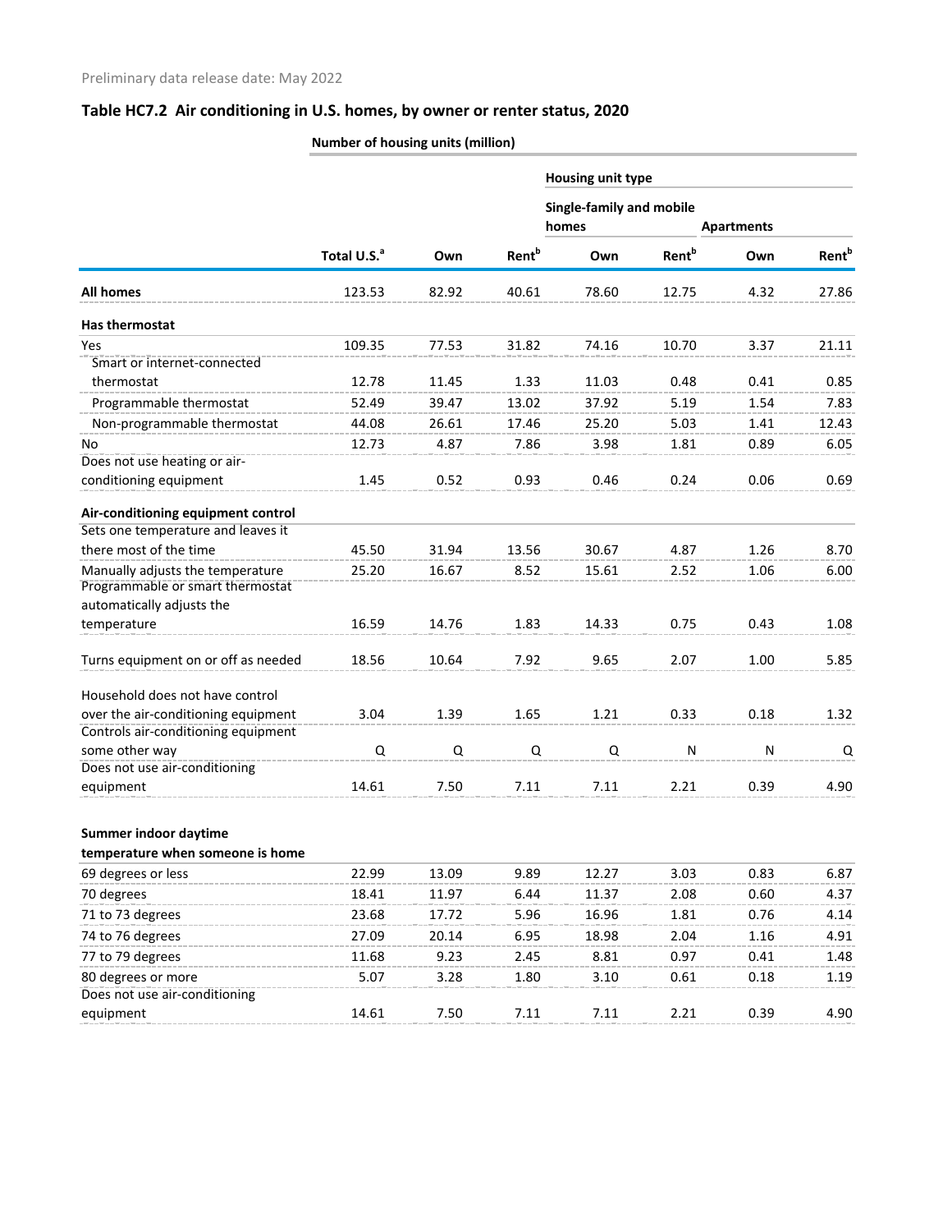Preliminary data release date: May 2022

## Table HC7.2 Air conditioning in U.S. homes, by owner or renter status, 2020

| | Number of housing units (million) | | | | | | |
|---|---|---|---|---|---|---|---|
| | | | | Housing unit type | | | |
| | | | | Single-family and mobile homes | | Apartments | |
| | Total U.S.[a] | Own | Rent[b] | Own | Rent[b] | Own | Rent[b] |
| **All homes** | 123.53 | 82.92 | 40.61 | 78.60 | 12.75 | 4.32 | 27.86 |
| **Has thermostat** | | | | | | | |
| Yes | 109.35 | 77.53 | 31.82 | 74.16 | 10.70 | 3.37 | 21.11 |
| Smart or internet-connected thermostat | 12.78 | 11.45 | 1.33 | 11.03 | 0.48 | 0.41 | 0.85 |
| Programmable thermostat | 52.49 | 39.47 | 13.02 | 37.92 | 5.19 | 1.54 | 7.83 |
| Non-programmable thermostat | 44.08 | 26.61 | 17.46 | 25.20 | 5.03 | 1.41 | 12.43 |
| No | 12.73 | 4.87 | 7.86 | 3.98 | 1.81 | 0.89 | 6.05 |
| Does not use heating or air-conditioning equipment | 1.45 | 0.52 | 0.93 | 0.46 | 0.24 | 0.06 | 0.69 |
| **Air-conditioning equipment control** | | | | | | | |
| Sets one temperature and leaves it there most of the time | 45.50 | 31.94 | 13.56 | 30.67 | 4.87 | 1.26 | 8.70 |
| Manually adjusts the temperature | 25.20 | 16.67 | 8.52 | 15.61 | 2.52 | 1.06 | 6.00 |
| Programmable or smart thermostat automatically adjusts the temperature | 16.59 | 14.76 | 1.83 | 14.33 | 0.75 | 0.43 | 1.08 |
| Turns equipment on or off as needed | 18.56 | 10.64 | 7.92 | 9.65 | 2.07 | 1.00 | 5.85 |
| Household does not have control over the air-conditioning equipment | 3.04 | 1.39 | 1.65 | 1.21 | 0.33 | 0.18 | 1.32 |
| Controls air-conditioning equipment some other way | Q | Q | Q | Q | N | N | Q |
| Does not use air-conditioning equipment | 14.61 | 7.50 | 7.11 | 7.11 | 2.21 | 0.39 | 4.90 |
| **Summer indoor daytime temperature when someone is home** | | | | | | | |
| 69 degrees or less | 22.99 | 13.09 | 9.89 | 12.27 | 3.03 | 0.83 | 6.87 |
| 70 degrees | 18.41 | 11.97 | 6.44 | 11.37 | 2.08 | 0.60 | 4.37 |
| 71 to 73 degrees | 23.68 | 17.72 | 5.96 | 16.96 | 1.81 | 0.76 | 4.14 |
| 74 to 76 degrees | 27.09 | 20.14 | 6.95 | 18.98 | 2.04 | 1.16 | 4.91 |
| 77 to 79 degrees | 11.68 | 9.23 | 2.45 | 8.81 | 0.97 | 0.41 | 1.48 |
| 80 degrees or more | 5.07 | 3.28 | 1.80 | 3.10 | 0.61 | 0.18 | 1.19 |
| Does not use air-conditioning equipment | 14.61 | 7.50 | 7.11 | 7.11 | 2.21 | 0.39 | 4.90 |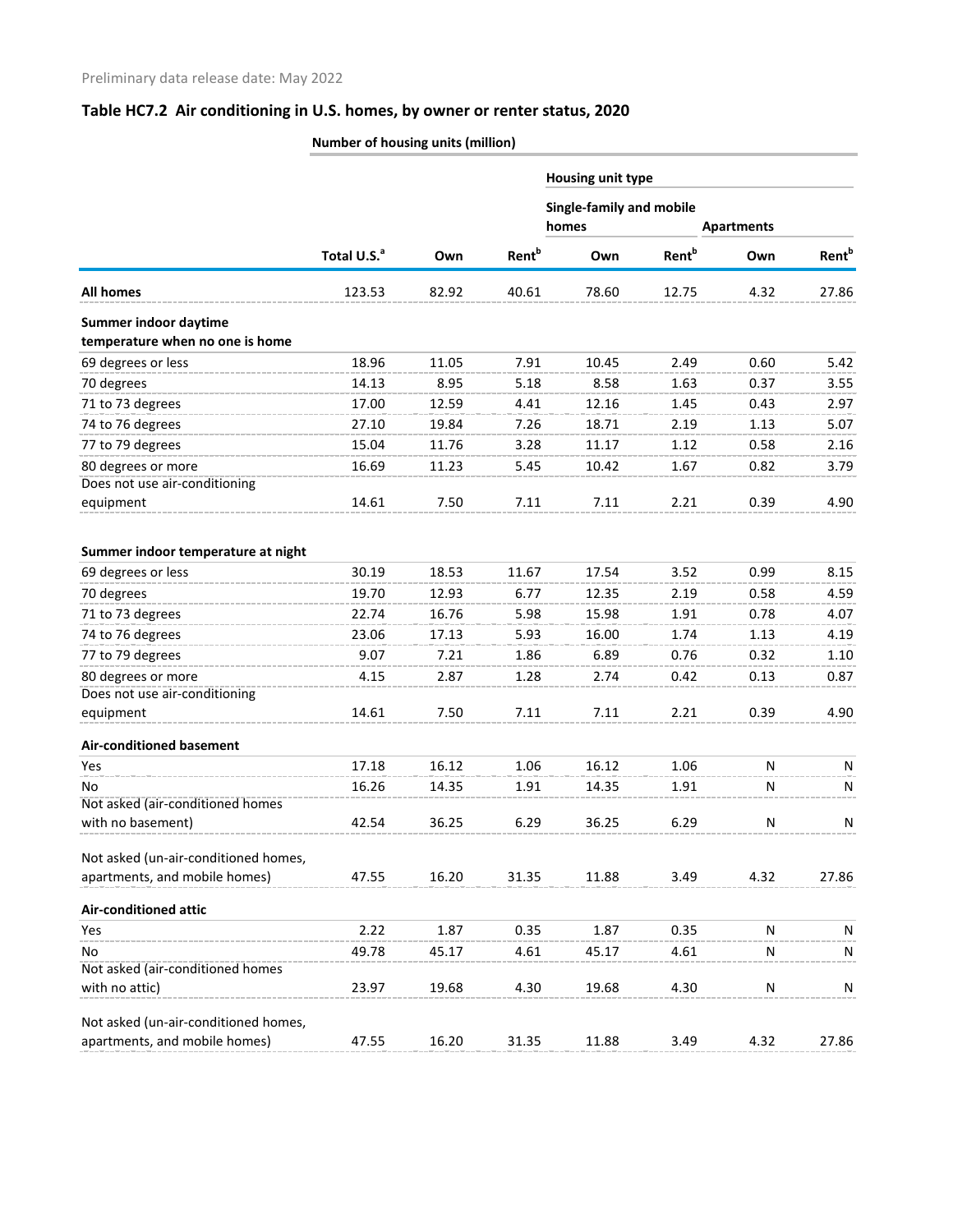Preliminary data release date: May 2022

## Table HC7.2 Air conditioning in U.S. homes, by owner or renter status, 2020

| | Number of housing units (million) | | | | | | |
|---|---|---|---|---|---|---|---|
| | | | | Housing unit type | | | |
| | | | | Single-family and mobile homes | | Apartments | |
| | Total U.S.[a] | Own | Rent[b] | Own | Rent[b] | Own | Rent[b] |
| **All homes** | 123.53 | 82.92 | 40.61 | 78.60 | 12.75 | 4.32 | 27.86 |
| **Summer indoor daytime temperature when no one is home** | | | | | | | |
| 69 degrees or less | 18.96 | 11.05 | 7.91 | 10.45 | 2.49 | 0.60 | 5.42 |
| 70 degrees | 14.13 | 8.95 | 5.18 | 8.58 | 1.63 | 0.37 | 3.55 |
| 71 to 73 degrees | 17.00 | 12.59 | 4.41 | 12.16 | 1.45 | 0.43 | 2.97 |
| 74 to 76 degrees | 27.10 | 19.84 | 7.26 | 18.71 | 2.19 | 1.13 | 5.07 |
| 77 to 79 degrees | 15.04 | 11.76 | 3.28 | 11.17 | 1.12 | 0.58 | 2.16 |
| 80 degrees or more | 16.69 | 11.23 | 5.45 | 10.42 | 1.67 | 0.82 | 3.79 |
| Does not use air-conditioning equipment | 14.61 | 7.50 | 7.11 | 7.11 | 2.21 | 0.39 | 4.90 |
| **Summer indoor temperature at night** | | | | | | | |
| 69 degrees or less | 30.19 | 18.53 | 11.67 | 17.54 | 3.52 | 0.99 | 8.15 |
| 70 degrees | 19.70 | 12.93 | 6.77 | 12.35 | 2.19 | 0.58 | 4.59 |
| 71 to 73 degrees | 22.74 | 16.76 | 5.98 | 15.98 | 1.91 | 0.78 | 4.07 |
| 74 to 76 degrees | 23.06 | 17.13 | 5.93 | 16.00 | 1.74 | 1.13 | 4.19 |
| 77 to 79 degrees | 9.07 | 7.21 | 1.86 | 6.89 | 0.76 | 0.32 | 1.10 |
| 80 degrees or more | 4.15 | 2.87 | 1.28 | 2.74 | 0.42 | 0.13 | 0.87 |
| Does not use air-conditioning equipment | 14.61 | 7.50 | 7.11 | 7.11 | 2.21 | 0.39 | 4.90 |
| **Air-conditioned basement** | | | | | | | |
| Yes | 17.18 | 16.12 | 1.06 | 16.12 | 1.06 | N | N |
| No | 16.26 | 14.35 | 1.91 | 14.35 | 1.91 | N | N |
| Not asked (air-conditioned homes with no basement) | 42.54 | 36.25 | 6.29 | 36.25 | 6.29 | N | N |
| Not asked (un-air-conditioned homes, apartments, and mobile homes) | 47.55 | 16.20 | 31.35 | 11.88 | 3.49 | 4.32 | 27.86 |
| **Air-conditioned attic** | | | | | | | |
| Yes | 2.22 | 1.87 | 0.35 | 1.87 | 0.35 | N | N |
| No | 49.78 | 45.17 | 4.61 | 45.17 | 4.61 | N | N |
| Not asked (air-conditioned homes with no attic) | 23.97 | 19.68 | 4.30 | 19.68 | 4.30 | N | N |
| Not asked (un-air-conditioned homes, apartments, and mobile homes) | 47.55 | 16.20 | 31.35 | 11.88 | 3.49 | 4.32 | 27.86 |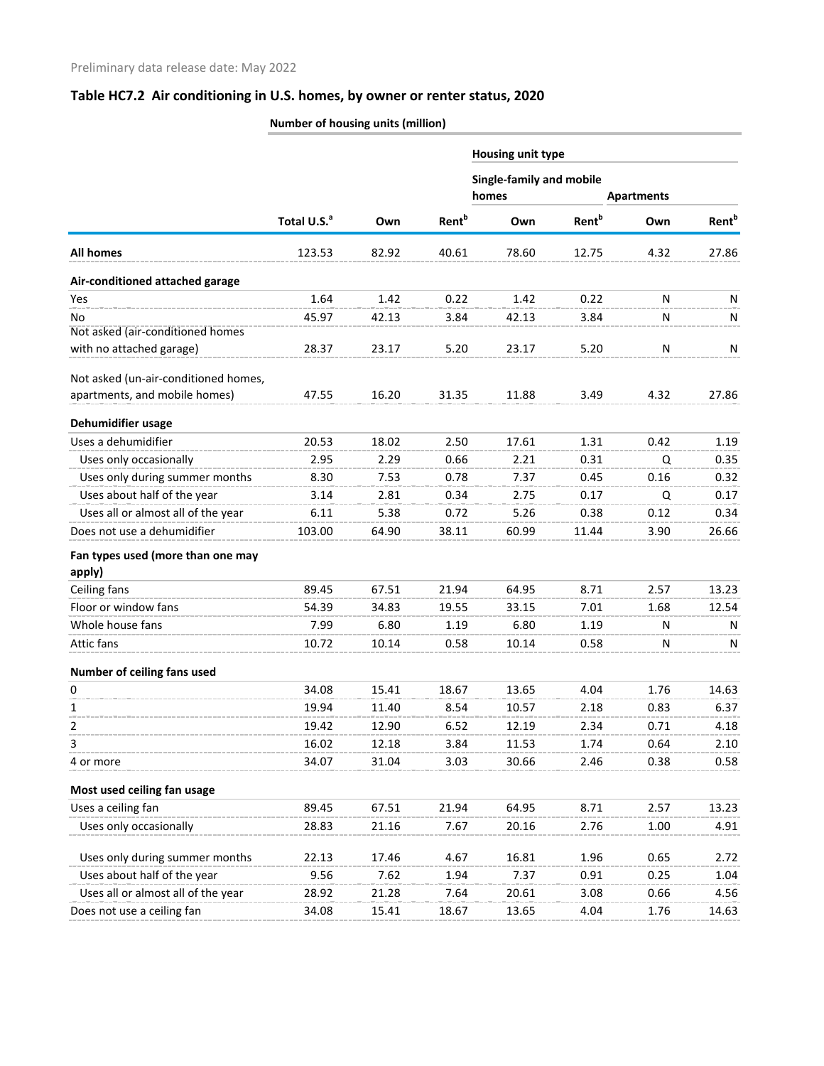Preliminary data release date: May 2022

## Table HC7.2 Air conditioning in U.S. homes, by owner or renter status, 2020

| | Number of housing units (million) | | | | | | |
|---|---|---|---|---|---|---|---|
| | | | | Housing unit type | | | |
| | | | | Single-family and mobile homes | | Apartments | |
| | Total U.S.[a] | Own | Rent[b] | Own | Rent[b] | Own | Rent[b] |
| **All homes** | 123.53 | 82.92 | 40.61 | 78.60 | 12.75 | 4.32 | 27.86 |
| **Air-conditioned attached garage** | | | | | | | |
| Yes | 1.64 | 1.42 | 0.22 | 1.42 | 0.22 | N | N |
| No | 45.97 | 42.13 | 3.84 | 42.13 | 3.84 | N | N |
| Not asked (air-conditioned homes with no attached garage) | 28.37 | 23.17 | 5.20 | 23.17 | 5.20 | N | N |
| Not asked (un-air-conditioned homes, apartments, and mobile homes) | 47.55 | 16.20 | 31.35 | 11.88 | 3.49 | 4.32 | 27.86 |
| **Dehumidifier usage** | | | | | | | |
| Uses a dehumidifier | 20.53 | 18.02 | 2.50 | 17.61 | 1.31 | 0.42 | 1.19 |
| Uses only occasionally | 2.95 | 2.29 | 0.66 | 2.21 | 0.31 | Q | 0.35 |
| Uses only during summer months | 8.30 | 7.53 | 0.78 | 7.37 | 0.45 | 0.16 | 0.32 |
| Uses about half of the year | 3.14 | 2.81 | 0.34 | 2.75 | 0.17 | Q | 0.17 |
| Uses all or almost all of the year | 6.11 | 5.38 | 0.72 | 5.26 | 0.38 | 0.12 | 0.34 |
| Does not use a dehumidifier | 103.00 | 64.90 | 38.11 | 60.99 | 11.44 | 3.90 | 26.66 |
| **Fan types used (more than one may apply)** | | | | | | | |
| Ceiling fans | 89.45 | 67.51 | 21.94 | 64.95 | 8.71 | 2.57 | 13.23 |
| Floor or window fans | 54.39 | 34.83 | 19.55 | 33.15 | 7.01 | 1.68 | 12.54 |
| Whole house fans | 7.99 | 6.80 | 1.19 | 6.80 | 1.19 | N | N |
| Attic fans | 10.72 | 10.14 | 0.58 | 10.14 | 0.58 | N | N |
| **Number of ceiling fans used** | | | | | | | |
| 0 | 34.08 | 15.41 | 18.67 | 13.65 | 4.04 | 1.76 | 14.63 |
| 1 | 19.94 | 11.40 | 8.54 | 10.57 | 2.18 | 0.83 | 6.37 |
| 2 | 19.42 | 12.90 | 6.52 | 12.19 | 2.34 | 0.71 | 4.18 |
| 3 | 16.02 | 12.18 | 3.84 | 11.53 | 1.74 | 0.64 | 2.10 |
| 4 or more | 34.07 | 31.04 | 3.03 | 30.66 | 2.46 | 0.38 | 0.58 |
| **Most used ceiling fan usage** | | | | | | | |
| Uses a ceiling fan | 89.45 | 67.51 | 21.94 | 64.95 | 8.71 | 2.57 | 13.23 |
| Uses only occasionally | 28.83 | 21.16 | 7.67 | 20.16 | 2.76 | 1.00 | 4.91 |
| Uses only during summer months | 22.13 | 17.46 | 4.67 | 16.81 | 1.96 | 0.65 | 2.72 |
| Uses about half of the year | 9.56 | 7.62 | 1.94 | 7.37 | 0.91 | 0.25 | 1.04 |
| Uses all or almost all of the year | 28.92 | 21.28 | 7.64 | 20.61 | 3.08 | 0.66 | 4.56 |
| Does not use a ceiling fan | 34.08 | 15.41 | 18.67 | 13.65 | 4.04 | 1.76 | 14.63 |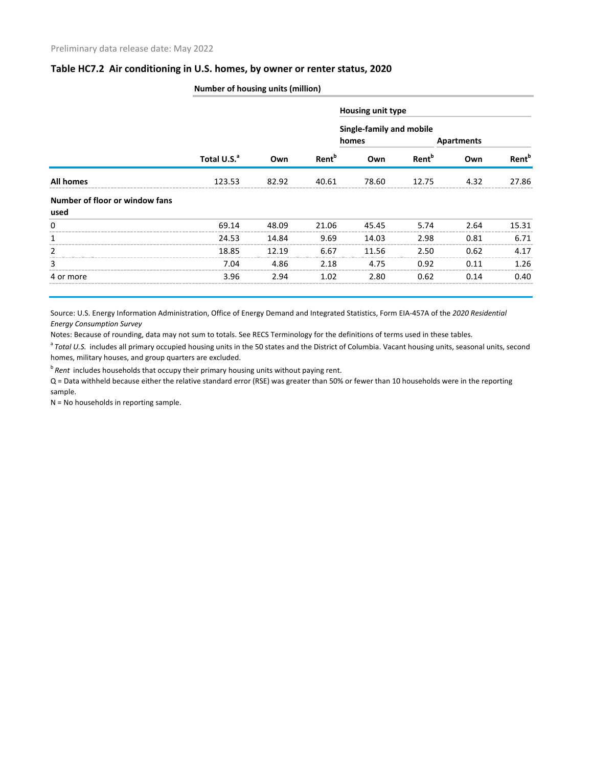Preliminary data release date: May 2022

## Table HC7.2 Air conditioning in U.S. homes, by owner or renter status, 2020

**Number of housing units (million)**

| | | | | Housing unit type | | | |
|---|---|---|---|---|---|---|---|
| | | | | Single-family and mobile homes | | Apartments | |
| | Total U.S.[a] | Own | Rent[b] | Own | Rent[b] | Own | Rent[b] |
| **All homes** | 123.53 | 82.92 | 40.61 | 78.60 | 12.75 | 4.32 | 27.86 |
| **Number of floor or window fans used** | | | | | | | |
| 0 | 69.14 | 48.09 | 21.06 | 45.45 | 5.74 | 2.64 | 15.31 |
| 1 | 24.53 | 14.84 | 9.69 | 14.03 | 2.98 | 0.81 | 6.71 |
| 2 | 18.85 | 12.19 | 6.67 | 11.56 | 2.50 | 0.62 | 4.17 |
| 3 | 7.04 | 4.86 | 2.18 | 4.75 | 0.92 | 0.11 | 1.26 |
| 4 or more | 3.96 | 2.94 | 1.02 | 2.80 | 0.62 | 0.14 | 0.40 |

Source: U.S. Energy Information Administration, Office of Energy Demand and Integrated Statistics, Form EIA-457A of the *2020 Residential Energy Consumption Survey*

Notes: Because of rounding, data may not sum to totals. See RECS Terminology for the definitions of terms used in these tables.

[a] *Total U.S.* includes all primary occupied housing units in the 50 states and the District of Columbia. Vacant housing units, seasonal units, second homes, military houses, and group quarters are excluded.

[b] *Rent* includes households that occupy their primary housing units without paying rent.

Q = Data withheld because either the relative standard error (RSE) was greater than 50% or fewer than 10 households were in the reporting sample.

N = No households in reporting sample.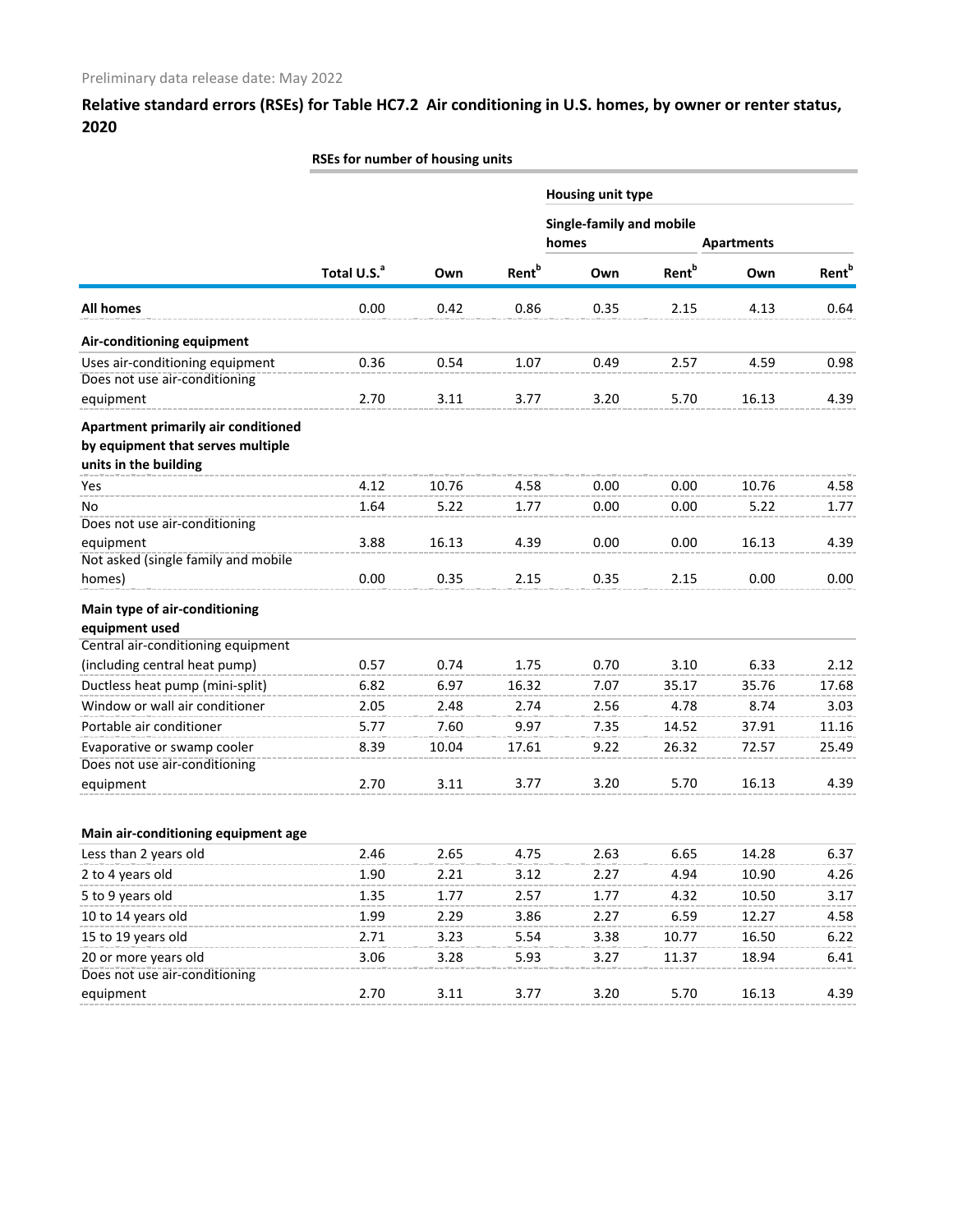Preliminary data release date: May 2022

## Relative standard errors (RSEs) for Table HC7.2 Air conditioning in U.S. homes, by owner or renter status, 2020

| | RSEs for number of housing units | | | | | | |
|---|---|---|---|---|---|---|---|
| | | | | Housing unit type | | | |
| | | | | Single-family and mobile homes | | Apartments | |
| | Total U.S.[a] | Own | Rent[b] | Own | Rent[b] | Own | Rent[b] |
| **All homes** | 0.00 | 0.42 | 0.86 | 0.35 | 2.15 | 4.13 | 0.64 |
| **Air-conditioning equipment** | | | | | | | |
| Uses air-conditioning equipment | 0.36 | 0.54 | 1.07 | 0.49 | 2.57 | 4.59 | 0.98 |
| Does not use air-conditioning equipment | 2.70 | 3.11 | 3.77 | 3.20 | 5.70 | 16.13 | 4.39 |
| **Apartment primarily air conditioned by equipment that serves multiple units in the building** | | | | | | | |
| Yes | 4.12 | 10.76 | 4.58 | 0.00 | 0.00 | 10.76 | 4.58 |
| No | 1.64 | 5.22 | 1.77 | 0.00 | 0.00 | 5.22 | 1.77 |
| Does not use air-conditioning equipment | 3.88 | 16.13 | 4.39 | 0.00 | 0.00 | 16.13 | 4.39 |
| Not asked (single family and mobile homes) | 0.00 | 0.35 | 2.15 | 0.35 | 2.15 | 0.00 | 0.00 |
| **Main type of air-conditioning equipment used** | | | | | | | |
| Central air-conditioning equipment (including central heat pump) | 0.57 | 0.74 | 1.75 | 0.70 | 3.10 | 6.33 | 2.12 |
| Ductless heat pump (mini-split) | 6.82 | 6.97 | 16.32 | 7.07 | 35.17 | 35.76 | 17.68 |
| Window or wall air conditioner | 2.05 | 2.48 | 2.74 | 2.56 | 4.78 | 8.74 | 3.03 |
| Portable air conditioner | 5.77 | 7.60 | 9.97 | 7.35 | 14.52 | 37.91 | 11.16 |
| Evaporative or swamp cooler | 8.39 | 10.04 | 17.61 | 9.22 | 26.32 | 72.57 | 25.49 |
| Does not use air-conditioning equipment | 2.70 | 3.11 | 3.77 | 3.20 | 5.70 | 16.13 | 4.39 |
| **Main air-conditioning equipment age** | | | | | | | |
| Less than 2 years old | 2.46 | 2.65 | 4.75 | 2.63 | 6.65 | 14.28 | 6.37 |
| 2 to 4 years old | 1.90 | 2.21 | 3.12 | 2.27 | 4.94 | 10.90 | 4.26 |
| 5 to 9 years old | 1.35 | 1.77 | 2.57 | 1.77 | 4.32 | 10.50 | 3.17 |
| 10 to 14 years old | 1.99 | 2.29 | 3.86 | 2.27 | 6.59 | 12.27 | 4.58 |
| 15 to 19 years old | 2.71 | 3.23 | 5.54 | 3.38 | 10.77 | 16.50 | 6.22 |
| 20 or more years old | 3.06 | 3.28 | 5.93 | 3.27 | 11.37 | 18.94 | 6.41 |
| Does not use air-conditioning equipment | 2.70 | 3.11 | 3.77 | 3.20 | 5.70 | 16.13 | 4.39 |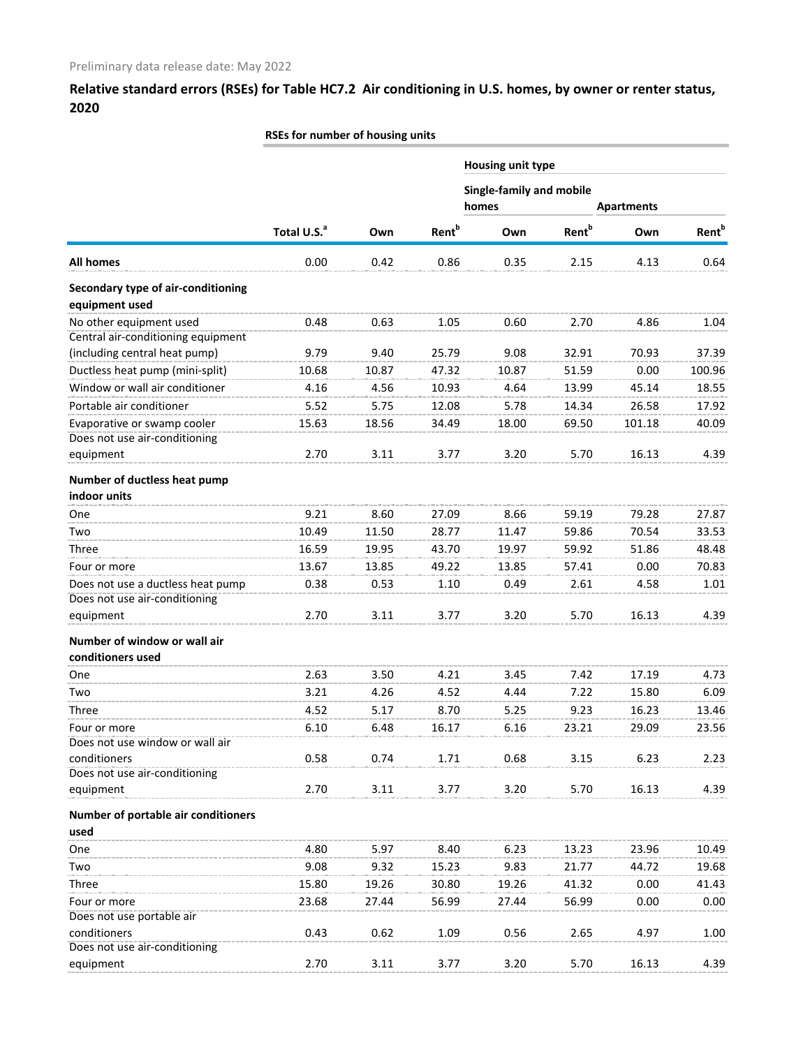Preliminary data release date: May 2022

## Relative standard errors (RSEs) for Table HC7.2 Air conditioning in U.S. homes, by owner or renter status, 2020

| | RSEs for number of housing units | | | | | | |
|---|---|---|---|---|---|---|---|
| | | | | Housing unit type | | | |
| | | | | Single-family and mobile homes | | Apartments | |
| | Total U.S.[a] | Own | Rent[b] | Own | Rent[b] | Own | Rent[b] |
| **All homes** | 0.00 | 0.42 | 0.86 | 0.35 | 2.15 | 4.13 | 0.64 |
| **Secondary type of air-conditioning equipment used** | | | | | | | |
| No other equipment used | 0.48 | 0.63 | 1.05 | 0.60 | 2.70 | 4.86 | 1.04 |
| Central air-conditioning equipment (including central heat pump) | 9.79 | 9.40 | 25.79 | 9.08 | 32.91 | 70.93 | 37.39 |
| Ductless heat pump (mini-split) | 10.68 | 10.87 | 47.32 | 10.87 | 51.59 | 0.00 | 100.96 |
| Window or wall air conditioner | 4.16 | 4.56 | 10.93 | 4.64 | 13.99 | 45.14 | 18.55 |
| Portable air conditioner | 5.52 | 5.75 | 12.08 | 5.78 | 14.34 | 26.58 | 17.92 |
| Evaporative or swamp cooler | 15.63 | 18.56 | 34.49 | 18.00 | 69.50 | 101.18 | 40.09 |
| Does not use air-conditioning equipment | 2.70 | 3.11 | 3.77 | 3.20 | 5.70 | 16.13 | 4.39 |
| **Number of ductless heat pump indoor units** | | | | | | | |
| One | 9.21 | 8.60 | 27.09 | 8.66 | 59.19 | 79.28 | 27.87 |
| Two | 10.49 | 11.50 | 28.77 | 11.47 | 59.86 | 70.54 | 33.53 |
| Three | 16.59 | 19.95 | 43.70 | 19.97 | 59.92 | 51.86 | 48.48 |
| Four or more | 13.67 | 13.85 | 49.22 | 13.85 | 57.41 | 0.00 | 70.83 |
| Does not use a ductless heat pump | 0.38 | 0.53 | 1.10 | 0.49 | 2.61 | 4.58 | 1.01 |
| Does not use air-conditioning equipment | 2.70 | 3.11 | 3.77 | 3.20 | 5.70 | 16.13 | 4.39 |
| **Number of window or wall air conditioners used** | | | | | | | |
| One | 2.63 | 3.50 | 4.21 | 3.45 | 7.42 | 17.19 | 4.73 |
| Two | 3.21 | 4.26 | 4.52 | 4.44 | 7.22 | 15.80 | 6.09 |
| Three | 4.52 | 5.17 | 8.70 | 5.25 | 9.23 | 16.23 | 13.46 |
| Four or more | 6.10 | 6.48 | 16.17 | 6.16 | 23.21 | 29.09 | 23.56 |
| Does not use window or wall air conditioners | 0.58 | 0.74 | 1.71 | 0.68 | 3.15 | 6.23 | 2.23 |
| Does not use air-conditioning equipment | 2.70 | 3.11 | 3.77 | 3.20 | 5.70 | 16.13 | 4.39 |
| **Number of portable air conditioners used** | | | | | | | |
| One | 4.80 | 5.97 | 8.40 | 6.23 | 13.23 | 23.96 | 10.49 |
| Two | 9.08 | 9.32 | 15.23 | 9.83 | 21.77 | 44.72 | 19.68 |
| Three | 15.80 | 19.26 | 30.80 | 19.26 | 41.32 | 0.00 | 41.43 |
| Four or more | 23.68 | 27.44 | 56.99 | 27.44 | 56.99 | 0.00 | 0.00 |
| Does not use portable air conditioners | 0.43 | 0.62 | 1.09 | 0.56 | 2.65 | 4.97 | 1.00 |
| Does not use air-conditioning equipment | 2.70 | 3.11 | 3.77 | 3.20 | 5.70 | 16.13 | 4.39 |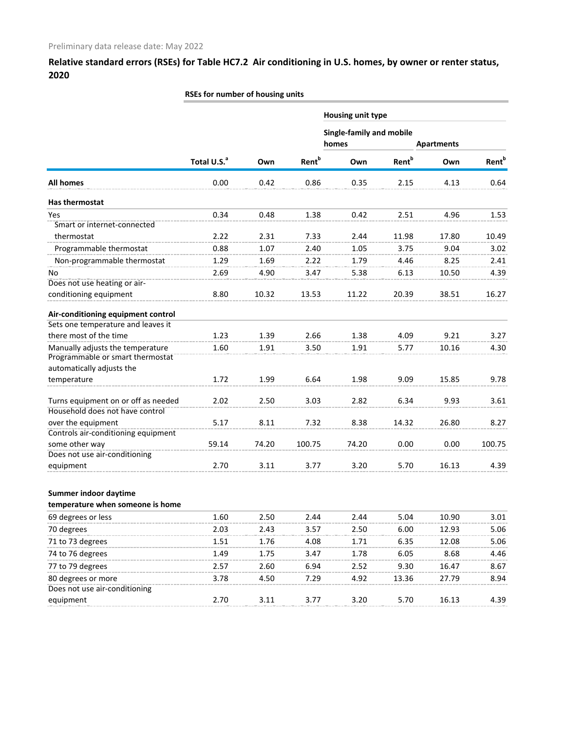Preliminary data release date: May 2022

## Relative standard errors (RSEs) for Table HC7.2 Air conditioning in U.S. homes, by owner or renter status, 2020

| | RSEs for number of housing units | | | | | | |
|---|---|---|---|---|---|---|---|
| | | | | Housing unit type | | | |
| | | | | Single-family and mobile homes | | Apartments | |
| | Total U.S.[a] | Own | Rent[b] | Own | Rent[b] | Own | Rent[b] |
| **All homes** | 0.00 | 0.42 | 0.86 | 0.35 | 2.15 | 4.13 | 0.64 |
| **Has thermostat** | | | | | | | |
| Yes | 0.34 | 0.48 | 1.38 | 0.42 | 2.51 | 4.96 | 1.53 |
| Smart or internet-connected thermostat | 2.22 | 2.31 | 7.33 | 2.44 | 11.98 | 17.80 | 10.49 |
| Programmable thermostat | 0.88 | 1.07 | 2.40 | 1.05 | 3.75 | 9.04 | 3.02 |
| Non-programmable thermostat | 1.29 | 1.69 | 2.22 | 1.79 | 4.46 | 8.25 | 2.41 |
| No | 2.69 | 4.90 | 3.47 | 5.38 | 6.13 | 10.50 | 4.39 |
| Does not use heating or air-conditioning equipment | 8.80 | 10.32 | 13.53 | 11.22 | 20.39 | 38.51 | 16.27 |
| **Air-conditioning equipment control** | | | | | | | |
| Sets one temperature and leaves it there most of the time | 1.23 | 1.39 | 2.66 | 1.38 | 4.09 | 9.21 | 3.27 |
| Manually adjusts the temperature | 1.60 | 1.91 | 3.50 | 1.91 | 5.77 | 10.16 | 4.30 |
| Programmable or smart thermostat automatically adjusts the temperature | 1.72 | 1.99 | 6.64 | 1.98 | 9.09 | 15.85 | 9.78 |
| Turns equipment on or off as needed | 2.02 | 2.50 | 3.03 | 2.82 | 6.34 | 9.93 | 3.61 |
| Household does not have control over the equipment | 5.17 | 8.11 | 7.32 | 8.38 | 14.32 | 26.80 | 8.27 |
| Controls air-conditioning equipment some other way | 59.14 | 74.20 | 100.75 | 74.20 | 0.00 | 0.00 | 100.75 |
| Does not use air-conditioning equipment | 2.70 | 3.11 | 3.77 | 3.20 | 5.70 | 16.13 | 4.39 |
| **Summer indoor daytime temperature when someone is home** | | | | | | | |
| 69 degrees or less | 1.60 | 2.50 | 2.44 | 2.44 | 5.04 | 10.90 | 3.01 |
| 70 degrees | 2.03 | 2.43 | 3.57 | 2.50 | 6.00 | 12.93 | 5.06 |
| 71 to 73 degrees | 1.51 | 1.76 | 4.08 | 1.71 | 6.35 | 12.08 | 5.06 |
| 74 to 76 degrees | 1.49 | 1.75 | 3.47 | 1.78 | 6.05 | 8.68 | 4.46 |
| 77 to 79 degrees | 2.57 | 2.60 | 6.94 | 2.52 | 9.30 | 16.47 | 8.67 |
| 80 degrees or more | 3.78 | 4.50 | 7.29 | 4.92 | 13.36 | 27.79 | 8.94 |
| Does not use air-conditioning equipment | 2.70 | 3.11 | 3.77 | 3.20 | 5.70 | 16.13 | 4.39 |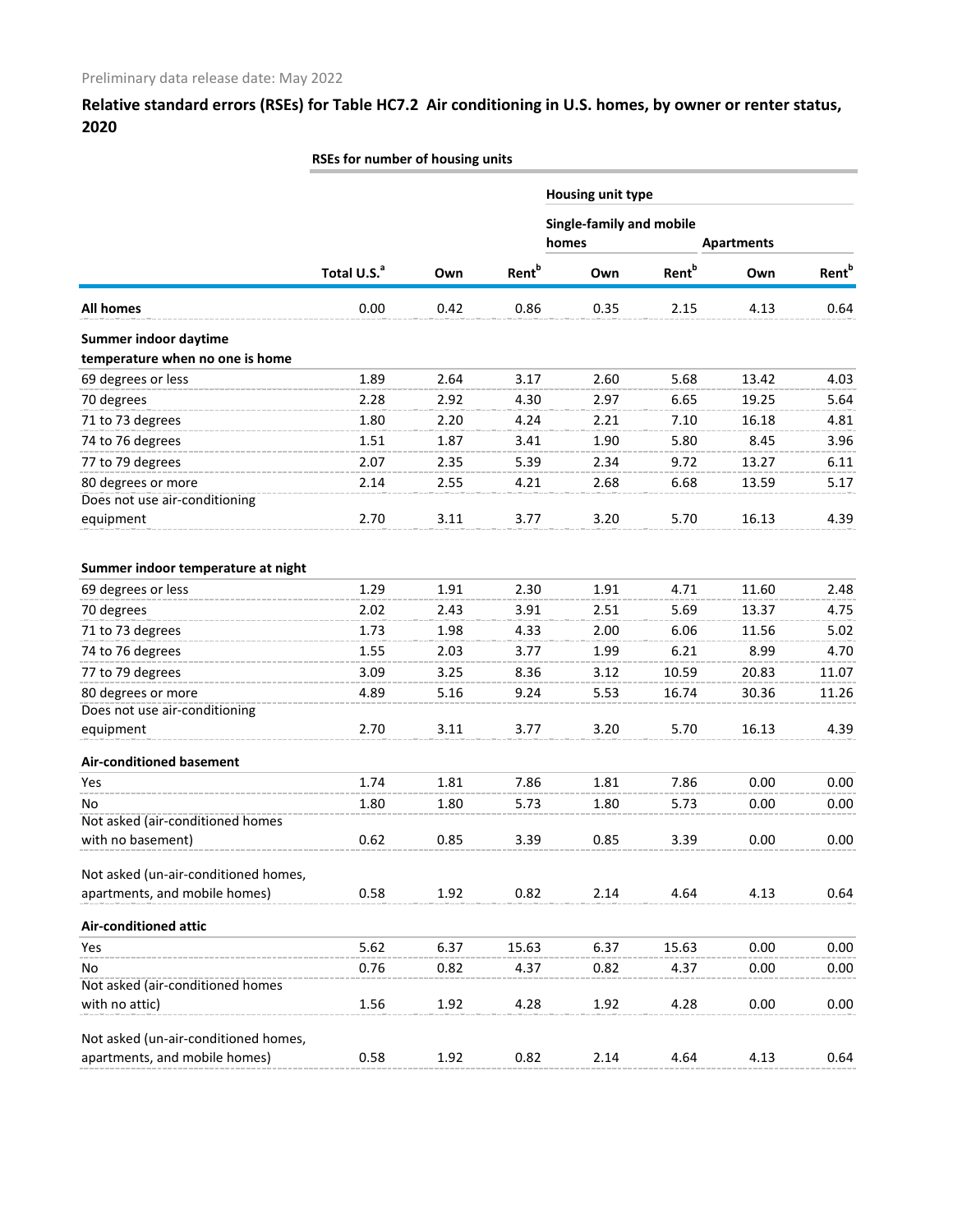Preliminary data release date: May 2022

## Relative standard errors (RSEs) for Table HC7.2 Air conditioning in U.S. homes, by owner or renter status, 2020

| | RSEs for number of housing units | | | | | | |
|---|---|---|---|---|---|---|---|
| | | | | Housing unit type | | | |
| | | | | Single-family and mobile homes | | Apartments | |
| | Total U.S.[a] | Own | Rent[b] | Own | Rent[b] | Own | Rent[b] |
| **All homes** | 0.00 | 0.42 | 0.86 | 0.35 | 2.15 | 4.13 | 0.64 |
| **Summer indoor daytime temperature when no one is home** | | | | | | | |
| 69 degrees or less | 1.89 | 2.64 | 3.17 | 2.60 | 5.68 | 13.42 | 4.03 |
| 70 degrees | 2.28 | 2.92 | 4.30 | 2.97 | 6.65 | 19.25 | 5.64 |
| 71 to 73 degrees | 1.80 | 2.20 | 4.24 | 2.21 | 7.10 | 16.18 | 4.81 |
| 74 to 76 degrees | 1.51 | 1.87 | 3.41 | 1.90 | 5.80 | 8.45 | 3.96 |
| 77 to 79 degrees | 2.07 | 2.35 | 5.39 | 2.34 | 9.72 | 13.27 | 6.11 |
| 80 degrees or more | 2.14 | 2.55 | 4.21 | 2.68 | 6.68 | 13.59 | 5.17 |
| Does not use air-conditioning equipment | 2.70 | 3.11 | 3.77 | 3.20 | 5.70 | 16.13 | 4.39 |
| **Summer indoor temperature at night** | | | | | | | |
| 69 degrees or less | 1.29 | 1.91 | 2.30 | 1.91 | 4.71 | 11.60 | 2.48 |
| 70 degrees | 2.02 | 2.43 | 3.91 | 2.51 | 5.69 | 13.37 | 4.75 |
| 71 to 73 degrees | 1.73 | 1.98 | 4.33 | 2.00 | 6.06 | 11.56 | 5.02 |
| 74 to 76 degrees | 1.55 | 2.03 | 3.77 | 1.99 | 6.21 | 8.99 | 4.70 |
| 77 to 79 degrees | 3.09 | 3.25 | 8.36 | 3.12 | 10.59 | 20.83 | 11.07 |
| 80 degrees or more | 4.89 | 5.16 | 9.24 | 5.53 | 16.74 | 30.36 | 11.26 |
| Does not use air-conditioning equipment | 2.70 | 3.11 | 3.77 | 3.20 | 5.70 | 16.13 | 4.39 |
| **Air-conditioned basement** | | | | | | | |
| Yes | 1.74 | 1.81 | 7.86 | 1.81 | 7.86 | 0.00 | 0.00 |
| No | 1.80 | 1.80 | 5.73 | 1.80 | 5.73 | 0.00 | 0.00 |
| Not asked (air-conditioned homes with no basement) | 0.62 | 0.85 | 3.39 | 0.85 | 3.39 | 0.00 | 0.00 |
| Not asked (un-air-conditioned homes, apartments, and mobile homes) | 0.58 | 1.92 | 0.82 | 2.14 | 4.64 | 4.13 | 0.64 |
| **Air-conditioned attic** | | | | | | | |
| Yes | 5.62 | 6.37 | 15.63 | 6.37 | 15.63 | 0.00 | 0.00 |
| No | 0.76 | 0.82 | 4.37 | 0.82 | 4.37 | 0.00 | 0.00 |
| Not asked (air-conditioned homes with no attic) | 1.56 | 1.92 | 4.28 | 1.92 | 4.28 | 0.00 | 0.00 |
| Not asked (un-air-conditioned homes, apartments, and mobile homes) | 0.58 | 1.92 | 0.82 | 2.14 | 4.64 | 4.13 | 0.64 |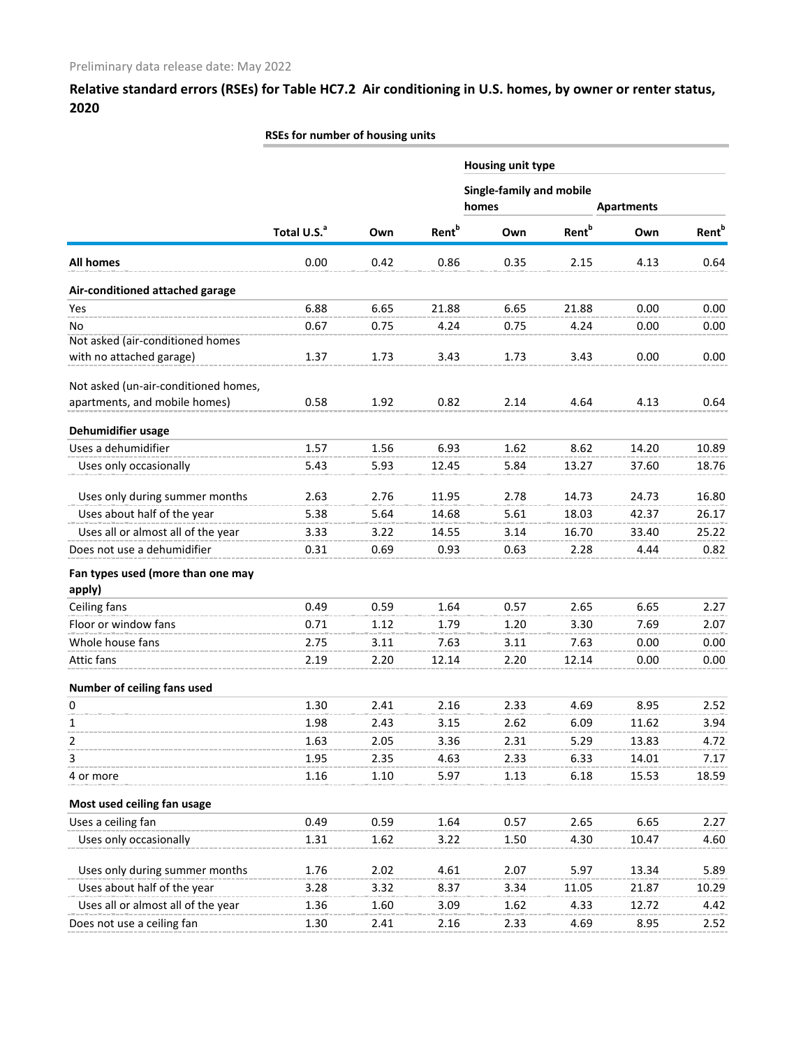Preliminary data release date: May 2022

## Relative standard errors (RSEs) for Table HC7.2 Air conditioning in U.S. homes, by owner or renter status, 2020

| | RSEs for number of housing units | | | | | | |
|---|---|---|---|---|---|---|---|
| | | | | Housing unit type | | | |
| | | | | Single-family and mobile homes | | Apartments | |
| | Total U.S.[a] | Own | Rent[b] | Own | Rent[b] | Own | Rent[b] |
| **All homes** | 0.00 | 0.42 | 0.86 | 0.35 | 2.15 | 4.13 | 0.64 |
| **Air-conditioned attached garage** | | | | | | | |
| Yes | 6.88 | 6.65 | 21.88 | 6.65 | 21.88 | 0.00 | 0.00 |
| No | 0.67 | 0.75 | 4.24 | 0.75 | 4.24 | 0.00 | 0.00 |
| Not asked (air-conditioned homes with no attached garage) | 1.37 | 1.73 | 3.43 | 1.73 | 3.43 | 0.00 | 0.00 |
| Not asked (un-air-conditioned homes, apartments, and mobile homes) | 0.58 | 1.92 | 0.82 | 2.14 | 4.64 | 4.13 | 0.64 |
| **Dehumidifier usage** | | | | | | | |
| Uses a dehumidifier | 1.57 | 1.56 | 6.93 | 1.62 | 8.62 | 14.20 | 10.89 |
| Uses only occasionally | 5.43 | 5.93 | 12.45 | 5.84 | 13.27 | 37.60 | 18.76 |
| Uses only during summer months | 2.63 | 2.76 | 11.95 | 2.78 | 14.73 | 24.73 | 16.80 |
| Uses about half of the year | 5.38 | 5.64 | 14.68 | 5.61 | 18.03 | 42.37 | 26.17 |
| Uses all or almost all of the year | 3.33 | 3.22 | 14.55 | 3.14 | 16.70 | 33.40 | 25.22 |
| Does not use a dehumidifier | 0.31 | 0.69 | 0.93 | 0.63 | 2.28 | 4.44 | 0.82 |
| **Fan types used (more than one may apply)** | | | | | | | |
| Ceiling fans | 0.49 | 0.59 | 1.64 | 0.57 | 2.65 | 6.65 | 2.27 |
| Floor or window fans | 0.71 | 1.12 | 1.79 | 1.20 | 3.30 | 7.69 | 2.07 |
| Whole house fans | 2.75 | 3.11 | 7.63 | 3.11 | 7.63 | 0.00 | 0.00 |
| Attic fans | 2.19 | 2.20 | 12.14 | 2.20 | 12.14 | 0.00 | 0.00 |
| **Number of ceiling fans used** | | | | | | | |
| 0 | 1.30 | 2.41 | 2.16 | 2.33 | 4.69 | 8.95 | 2.52 |
| 1 | 1.98 | 2.43 | 3.15 | 2.62 | 6.09 | 11.62 | 3.94 |
| 2 | 1.63 | 2.05 | 3.36 | 2.31 | 5.29 | 13.83 | 4.72 |
| 3 | 1.95 | 2.35 | 4.63 | 2.33 | 6.33 | 14.01 | 7.17 |
| 4 or more | 1.16 | 1.10 | 5.97 | 1.13 | 6.18 | 15.53 | 18.59 |
| **Most used ceiling fan usage** | | | | | | | |
| Uses a ceiling fan | 0.49 | 0.59 | 1.64 | 0.57 | 2.65 | 6.65 | 2.27 |
| Uses only occasionally | 1.31 | 1.62 | 3.22 | 1.50 | 4.30 | 10.47 | 4.60 |
| Uses only during summer months | 1.76 | 2.02 | 4.61 | 2.07 | 5.97 | 13.34 | 5.89 |
| Uses about half of the year | 3.28 | 3.32 | 8.37 | 3.34 | 11.05 | 21.87 | 10.29 |
| Uses all or almost all of the year | 1.36 | 1.60 | 3.09 | 1.62 | 4.33 | 12.72 | 4.42 |
| Does not use a ceiling fan | 1.30 | 2.41 | 2.16 | 2.33 | 4.69 | 8.95 | 2.52 |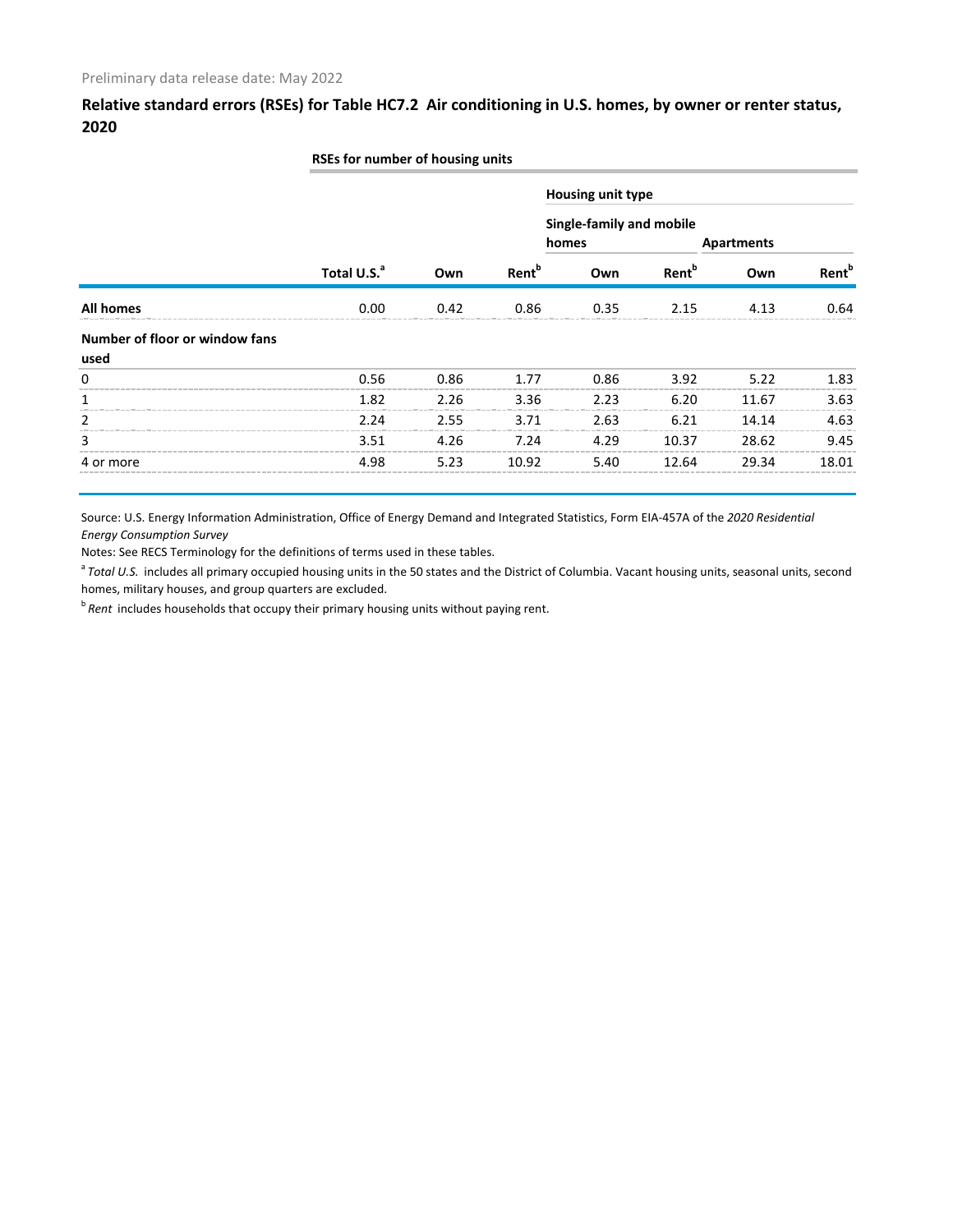Preliminary data release date: May 2022

## Relative standard errors (RSEs) for Table HC7.2 Air conditioning in U.S. homes, by owner or renter status, 2020

| | RSEs for number of housing units | | | | | | |
|---|---|---|---|---|---|---|---|
| | | | | Housing unit type | | | |
| | | | | Single-family and mobile homes | | Apartments | |
| | Total U.S.[a] | Own | Rent[b] | Own | Rent[b] | Own | Rent[b] |
| **All homes** | 0.00 | 0.42 | 0.86 | 0.35 | 2.15 | 4.13 | 0.64 |
| **Number of floor or window fans used** | | | | | | | |
| 0 | 0.56 | 0.86 | 1.77 | 0.86 | 3.92 | 5.22 | 1.83 |
| 1 | 1.82 | 2.26 | 3.36 | 2.23 | 6.20 | 11.67 | 3.63 |
| 2 | 2.24 | 2.55 | 3.71 | 2.63 | 6.21 | 14.14 | 4.63 |
| 3 | 3.51 | 4.26 | 7.24 | 4.29 | 10.37 | 28.62 | 9.45 |
| 4 or more | 4.98 | 5.23 | 10.92 | 5.40 | 12.64 | 29.34 | 18.01 |

Source: U.S. Energy Information Administration, Office of Energy Demand and Integrated Statistics, Form EIA-457A of the *2020 Residential Energy Consumption Survey*

Notes: See RECS Terminology for the definitions of terms used in these tables.

[a] *Total U.S.* includes all primary occupied housing units in the 50 states and the District of Columbia. Vacant housing units, seasonal units, second homes, military houses, and group quarters are excluded.

[b] *Rent* includes households that occupy their primary housing units without paying rent.